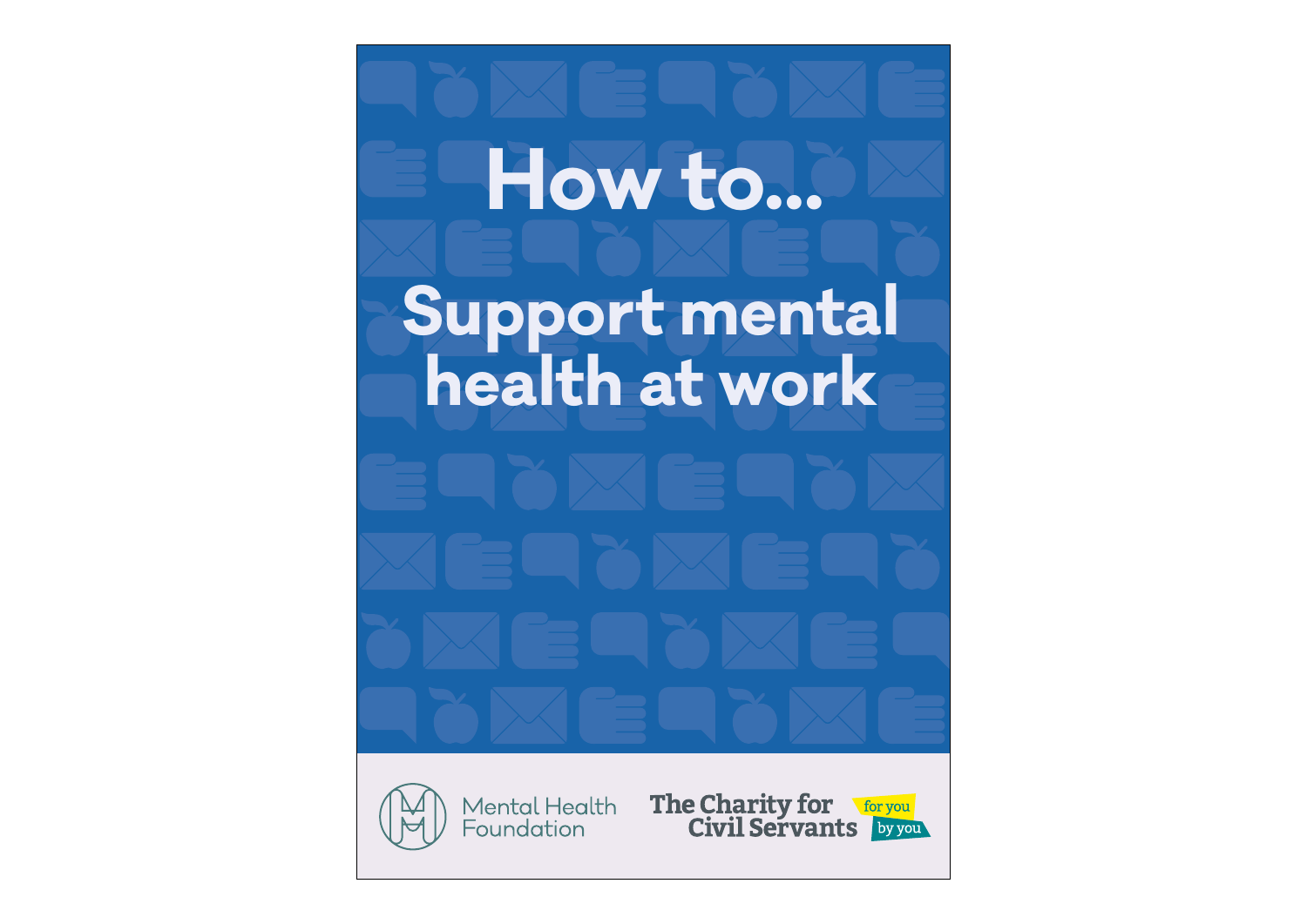# How to...

# Support mental health at work

Mental Health Foundation

The Charity for Civil Servants

for you by you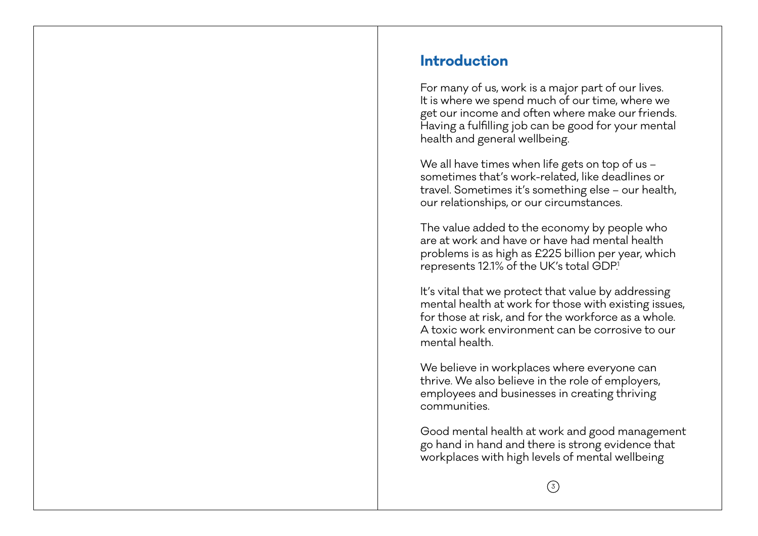## Introduction

For many of us, work is a major part of our lives. It is where we spend much of our time, where we get our income and often where make our friends. Having a fulfilling job can be good for your mental health and general wellbeing.

We all have times when life gets on top of us – sometimes that's work-related, like deadlines or travel. Sometimes it's something else – our health, our relationships, or our circumstances.

The value added to the economy by people who are at work and have or have had mental health problems is as high as £225 billion per year, which represents 12.1% of the UK's total GDP.[1]

It's vital that we protect that value by addressing mental health at work for those with existing issues, for those at risk, and for the workforce as a whole. A toxic work environment can be corrosive to our mental health.

We believe in workplaces where everyone can thrive. We also believe in the role of employers, employees and businesses in creating thriving communities.

Good mental health at work and good management go hand in hand and there is strong evidence that workplaces with high levels of mental wellbeing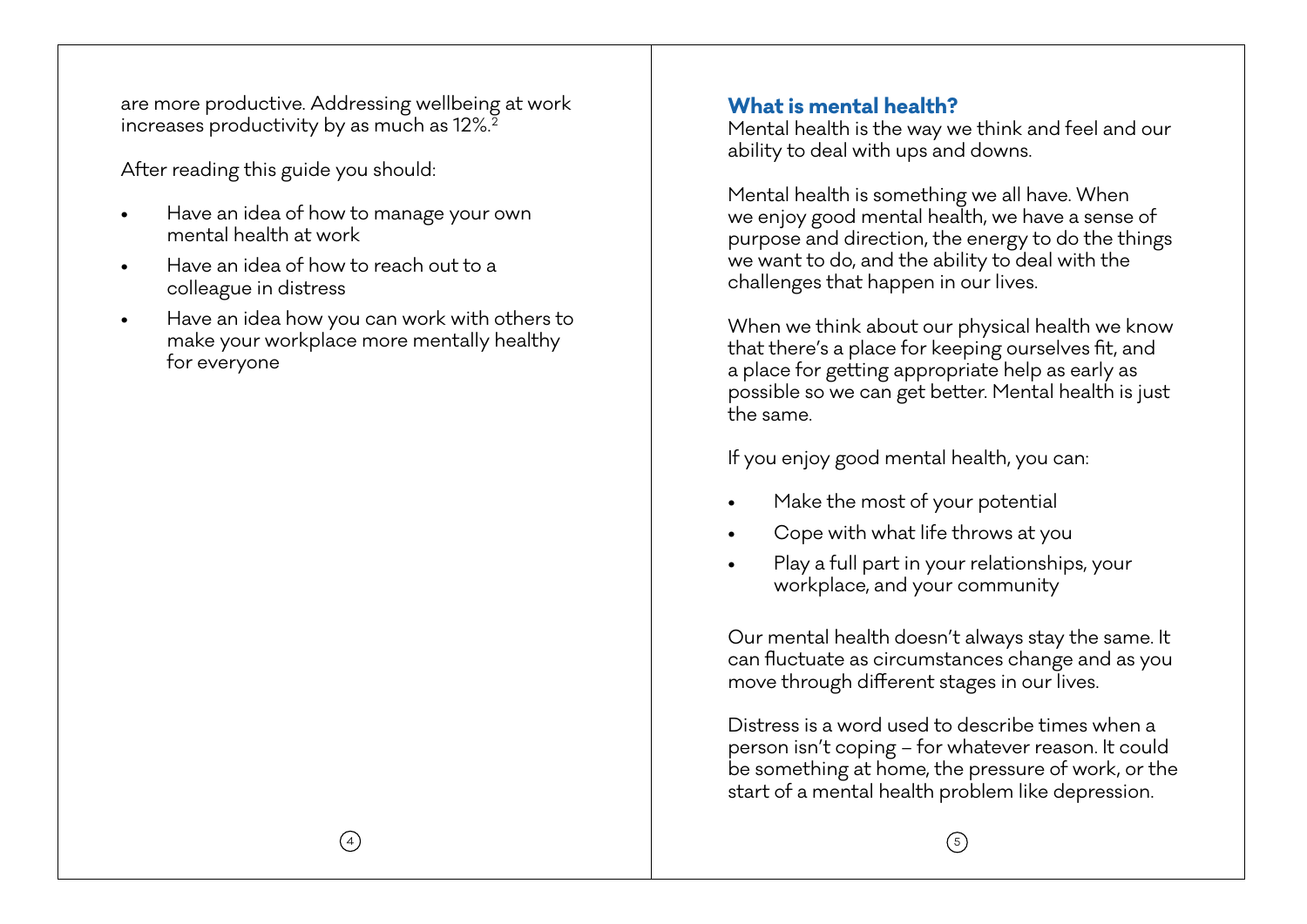are more productive. Addressing wellbeing at work increases productivity by as much as 12%.[2]

After reading this guide you should:

- Have an idea of how to manage your own mental health at work
- Have an idea of how to reach out to a colleague in distress
- Have an idea how you can work with others to make your workplace more mentally healthy for everyone

## What is mental health?

Mental health is the way we think and feel and our ability to deal with ups and downs.

Mental health is something we all have. When we enjoy good mental health, we have a sense of purpose and direction, the energy to do the things we want to do, and the ability to deal with the challenges that happen in our lives.

When we think about our physical health we know that there's a place for keeping ourselves fit, and a place for getting appropriate help as early as possible so we can get better. Mental health is just the same.

If you enjoy good mental health, you can:

- Make the most of your potential
- Cope with what life throws at you
- Play a full part in your relationships, your workplace, and your community

Our mental health doesn't always stay the same. It can fluctuate as circumstances change and as you move through different stages in our lives.

Distress is a word used to describe times when a person isn't coping – for whatever reason. It could be something at home, the pressure of work, or the start of a mental health problem like depression.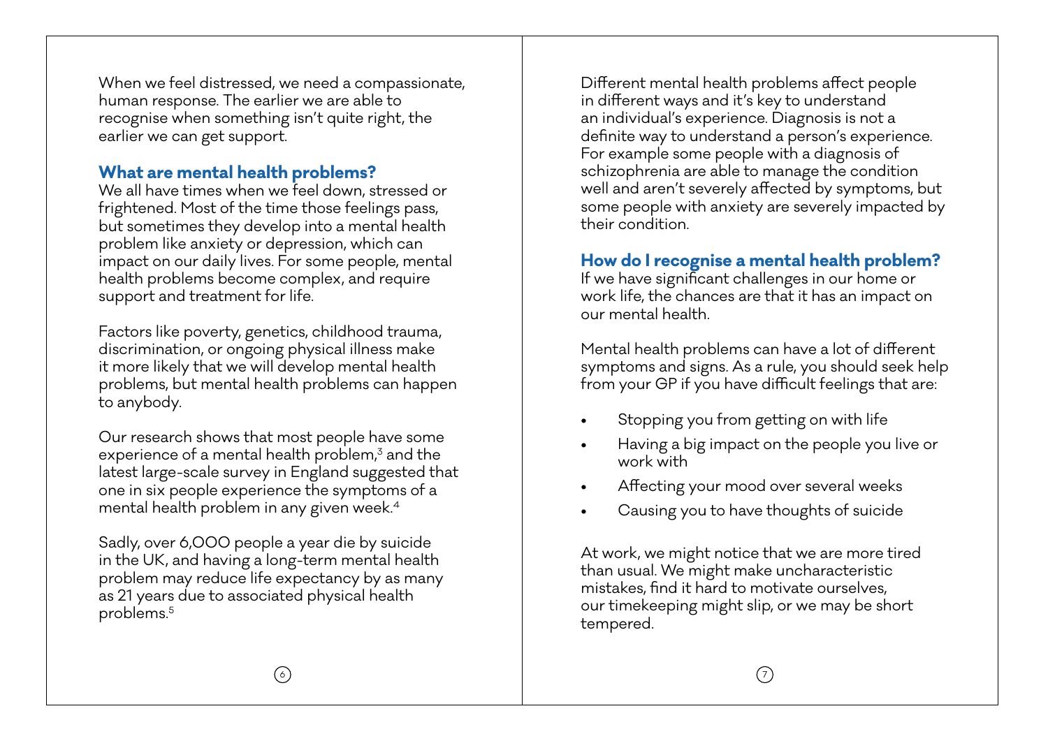When we feel distressed, we need a compassionate, human response. The earlier we are able to recognise when something isn't quite right, the earlier we can get support.

## What are mental health problems?

We all have times when we feel down, stressed or frightened. Most of the time those feelings pass, but sometimes they develop into a mental health problem like anxiety or depression, which can impact on our daily lives. For some people, mental health problems become complex, and require support and treatment for life.

Factors like poverty, genetics, childhood trauma, discrimination, or ongoing physical illness make it more likely that we will develop mental health problems, but mental health problems can happen to anybody.

Our research shows that most people have some experience of a mental health problem,[3] and the latest large-scale survey in England suggested that one in six people experience the symptoms of a mental health problem in any given week.[4]

Sadly, over 6,000 people a year die by suicide in the UK, and having a long-term mental health problem may reduce life expectancy by as many as 21 years due to associated physical health problems.[5]

Different mental health problems affect people in different ways and it's key to understand an individual's experience. Diagnosis is not a definite way to understand a person's experience. For example some people with a diagnosis of schizophrenia are able to manage the condition well and aren't severely affected by symptoms, but some people with anxiety are severely impacted by their condition.

## How do I recognise a mental health problem?

If we have significant challenges in our home or work life, the chances are that it has an impact on our mental health.

Mental health problems can have a lot of different symptoms and signs. As a rule, you should seek help from your GP if you have difficult feelings that are:

- Stopping you from getting on with life
- Having a big impact on the people you live or work with
- Affecting your mood over several weeks
- Causing you to have thoughts of suicide

At work, we might notice that we are more tired than usual. We might make uncharacteristic mistakes, find it hard to motivate ourselves, our timekeeping might slip, or we may be short tempered.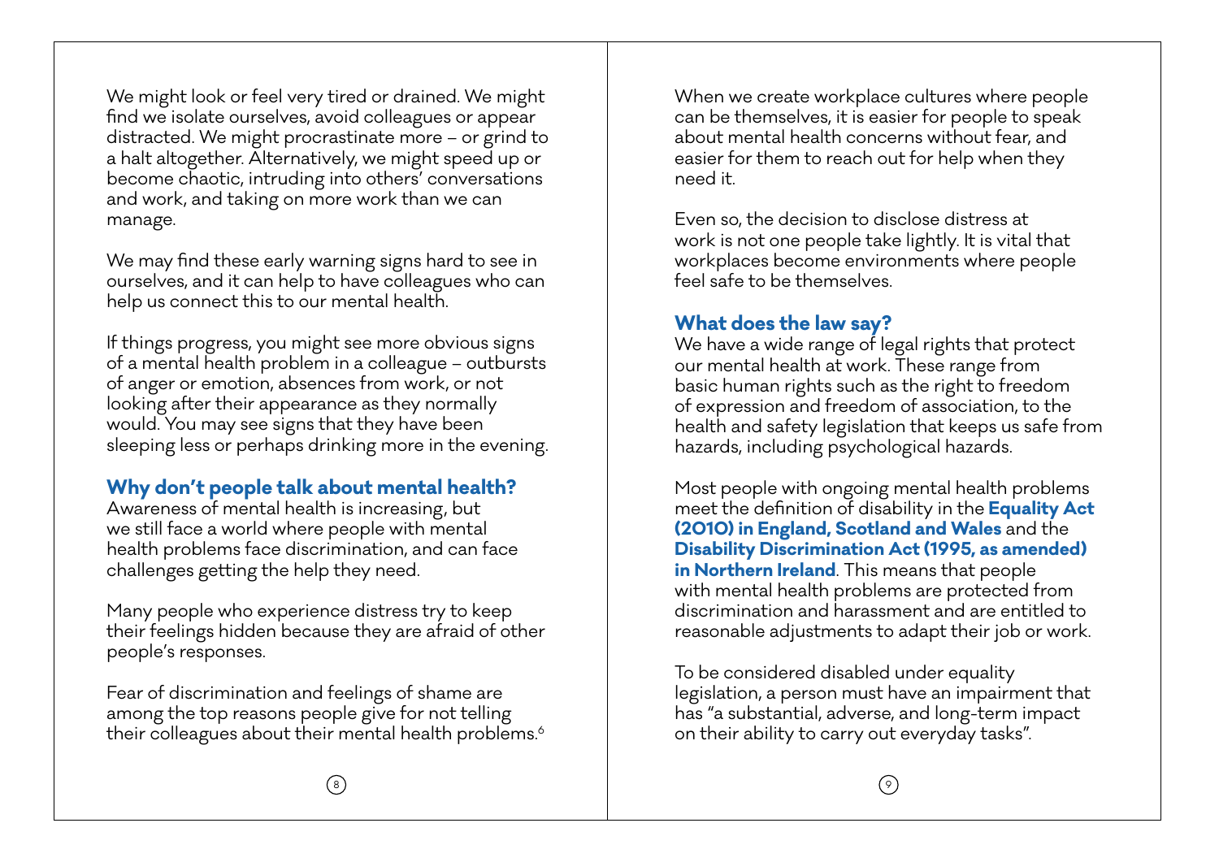We might look or feel very tired or drained. We might find we isolate ourselves, avoid colleagues or appear distracted. We might procrastinate more – or grind to a halt altogether. Alternatively, we might speed up or become chaotic, intruding into others' conversations and work, and taking on more work than we can manage.

We may find these early warning signs hard to see in ourselves, and it can help to have colleagues who can help us connect this to our mental health.

If things progress, you might see more obvious signs of a mental health problem in a colleague – outbursts of anger or emotion, absences from work, or not looking after their appearance as they normally would. You may see signs that they have been sleeping less or perhaps drinking more in the evening.

## Why don't people talk about mental health?

Awareness of mental health is increasing, but we still face a world where people with mental health problems face discrimination, and can face challenges getting the help they need.

Many people who experience distress try to keep their feelings hidden because they are afraid of other people's responses.

Fear of discrimination and feelings of shame are among the top reasons people give for not telling their colleagues about their mental health problems.[6]

When we create workplace cultures where people can be themselves, it is easier for people to speak about mental health concerns without fear, and easier for them to reach out for help when they need it.

Even so, the decision to disclose distress at work is not one people take lightly. It is vital that workplaces become environments where people feel safe to be themselves.

## What does the law say?

We have a wide range of legal rights that protect our mental health at work. These range from basic human rights such as the right to freedom of expression and freedom of association, to the health and safety legislation that keeps us safe from hazards, including psychological hazards.

Most people with ongoing mental health problems meet the definition of disability in the **Equality Act (2010) in England, Scotland and Wales** and the **Disability Discrimination Act (1995, as amended) in Northern Ireland**. This means that people with mental health problems are protected from discrimination and harassment and are entitled to reasonable adjustments to adapt their job or work.

To be considered disabled under equality legislation, a person must have an impairment that has "a substantial, adverse, and long-term impact on their ability to carry out everyday tasks".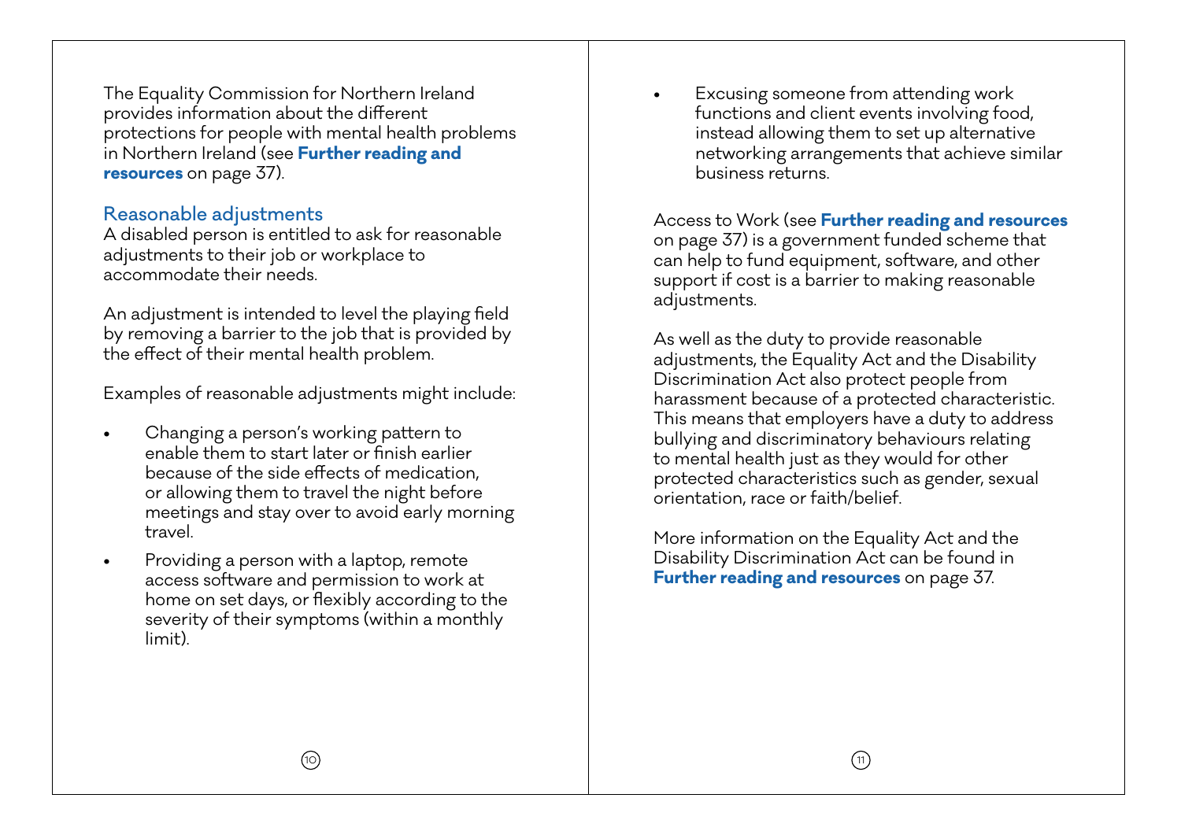The Equality Commission for Northern Ireland provides information about the different protections for people with mental health problems in Northern Ireland (see **Further reading and resources** on page 37).

## Reasonable adjustments

A disabled person is entitled to ask for reasonable adjustments to their job or workplace to accommodate their needs.

An adjustment is intended to level the playing field by removing a barrier to the job that is provided by the effect of their mental health problem.

Examples of reasonable adjustments might include:

- Changing a person's working pattern to enable them to start later or finish earlier because of the side effects of medication, or allowing them to travel the night before meetings and stay over to avoid early morning travel.
- Providing a person with a laptop, remote access software and permission to work at home on set days, or flexibly according to the severity of their symptoms (within a monthly limit).
- Excusing someone from attending work functions and client events involving food, instead allowing them to set up alternative networking arrangements that achieve similar business returns.

Access to Work (see **Further reading and resources** on page 37) is a government funded scheme that can help to fund equipment, software, and other support if cost is a barrier to making reasonable adjustments.

As well as the duty to provide reasonable adjustments, the Equality Act and the Disability Discrimination Act also protect people from harassment because of a protected characteristic. This means that employers have a duty to address bullying and discriminatory behaviours relating to mental health just as they would for other protected characteristics such as gender, sexual orientation, race or faith/belief.

More information on the Equality Act and the Disability Discrimination Act can be found in **Further reading and resources** on page 37.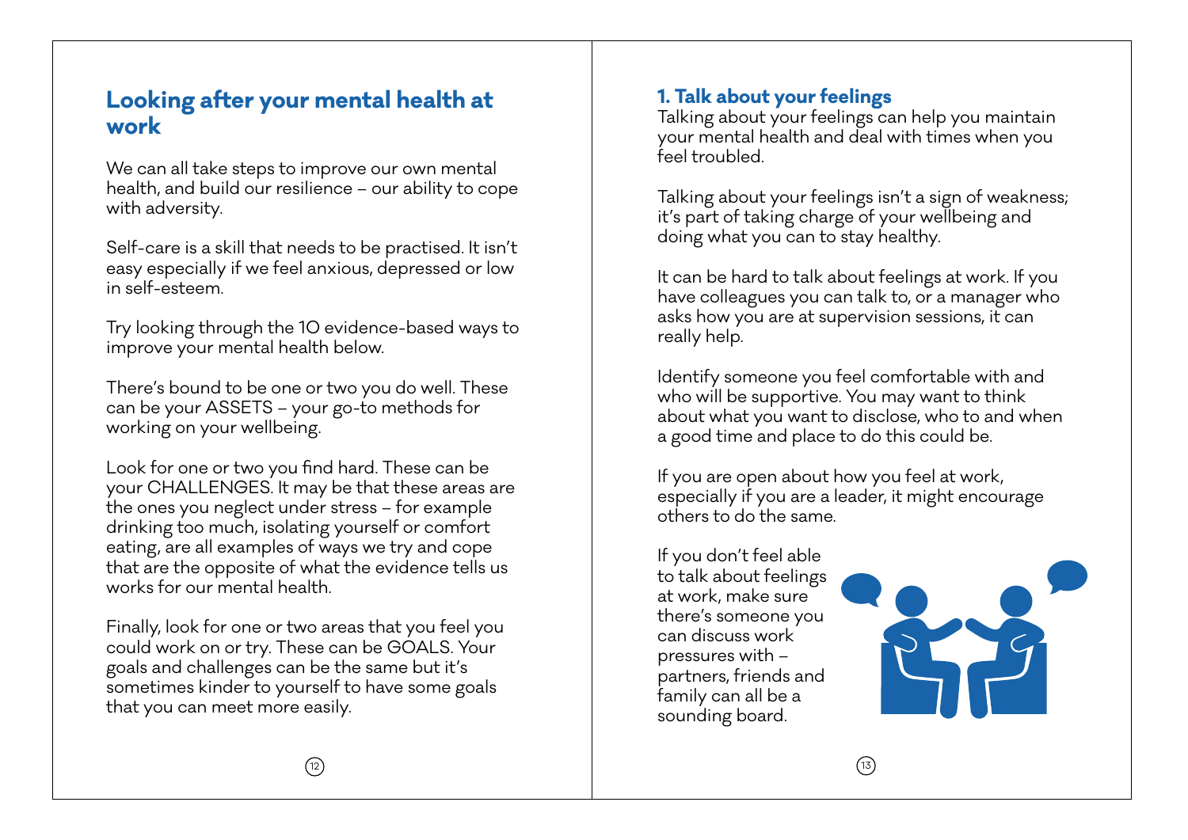## Looking after your mental health at work

We can all take steps to improve our own mental health, and build our resilience – our ability to cope with adversity.

Self-care is a skill that needs to be practised. It isn't easy especially if we feel anxious, depressed or low in self-esteem.

Try looking through the 10 evidence-based ways to improve your mental health below.

There's bound to be one or two you do well. These can be your ASSETS – your go-to methods for working on your wellbeing.

Look for one or two you find hard. These can be your CHALLENGES. It may be that these areas are the ones you neglect under stress – for example drinking too much, isolating yourself or comfort eating, are all examples of ways we try and cope that are the opposite of what the evidence tells us works for our mental health.

Finally, look for one or two areas that you feel you could work on or try. These can be GOALS. Your goals and challenges can be the same but it's sometimes kinder to yourself to have some goals that you can meet more easily.

### 1. Talk about your feelings

Talking about your feelings can help you maintain your mental health and deal with times when you feel troubled.

Talking about your feelings isn't a sign of weakness; it's part of taking charge of your wellbeing and doing what you can to stay healthy.

It can be hard to talk about feelings at work. If you have colleagues you can talk to, or a manager who asks how you are at supervision sessions, it can really help.

Identify someone you feel comfortable with and who will be supportive. You may want to think about what you want to disclose, who to and when a good time and place to do this could be.

If you are open about how you feel at work, especially if you are a leader, it might encourage others to do the same.

If you don't feel able to talk about feelings at work, make sure there's someone you can discuss work pressures with – partners, friends and family can all be a sounding board.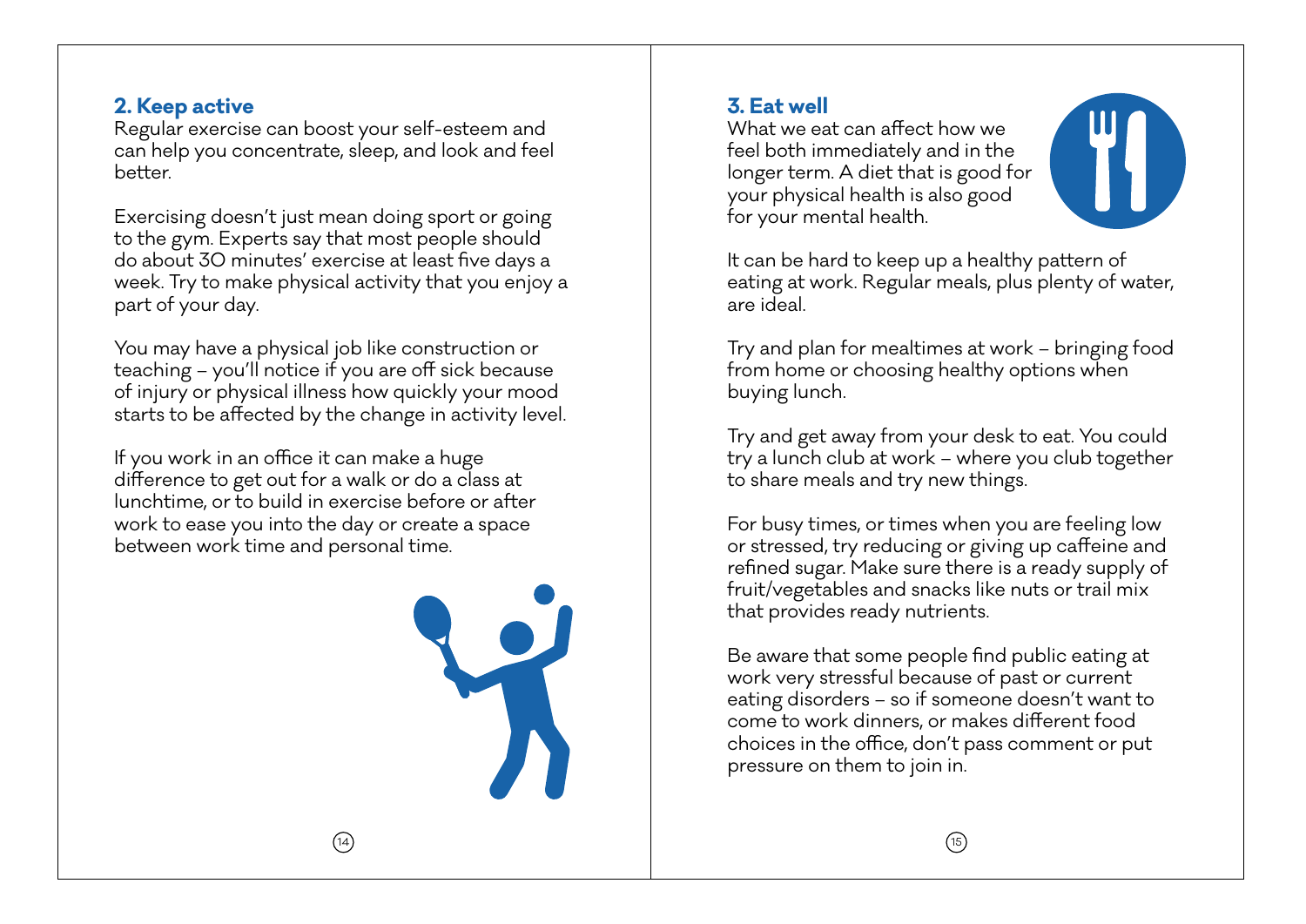## 2. Keep active

Regular exercise can boost your self-esteem and can help you concentrate, sleep, and look and feel better.

Exercising doesn't just mean doing sport or going to the gym. Experts say that most people should do about 30 minutes' exercise at least five days a week. Try to make physical activity that you enjoy a part of your day.

You may have a physical job like construction or teaching – you'll notice if you are off sick because of injury or physical illness how quickly your mood starts to be affected by the change in activity level.

If you work in an office it can make a huge difference to get out for a walk or do a class at lunchtime, or to build in exercise before or after work to ease you into the day or create a space between work time and personal time.

## 3. Eat well

What we eat can affect how we feel both immediately and in the longer term. A diet that is good for your physical health is also good for your mental health.

It can be hard to keep up a healthy pattern of eating at work. Regular meals, plus plenty of water, are ideal.

Try and plan for mealtimes at work – bringing food from home or choosing healthy options when buying lunch.

Try and get away from your desk to eat. You could try a lunch club at work – where you club together to share meals and try new things.

For busy times, or times when you are feeling low or stressed, try reducing or giving up caffeine and refined sugar. Make sure there is a ready supply of fruit/vegetables and snacks like nuts or trail mix that provides ready nutrients.

Be aware that some people find public eating at work very stressful because of past or current eating disorders – so if someone doesn't want to come to work dinners, or makes different food choices in the office, don't pass comment or put pressure on them to join in.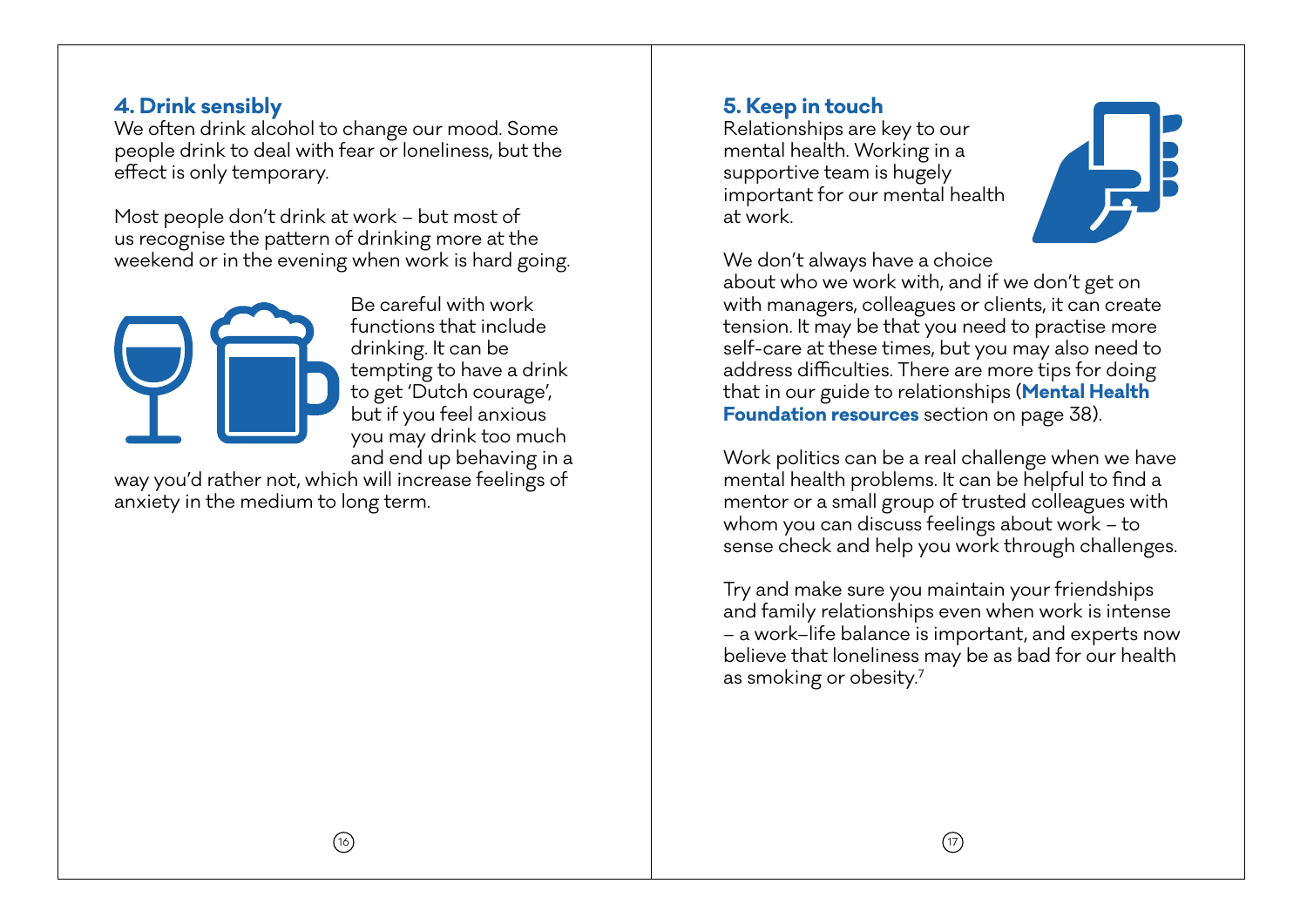## 4. Drink sensibly

We often drink alcohol to change our mood. Some people drink to deal with fear or loneliness, but the effect is only temporary.

Most people don't drink at work – but most of us recognise the pattern of drinking more at the weekend or in the evening when work is hard going.

Be careful with work functions that include drinking. It can be tempting to have a drink to get 'Dutch courage', but if you feel anxious you may drink too much and end up behaving in a way you'd rather not, which will increase feelings of anxiety in the medium to long term.

## 5. Keep in touch

Relationships are key to our mental health. Working in a supportive team is hugely important for our mental health at work.

We don't always have a choice about who we work with, and if we don't get on with managers, colleagues or clients, it can create tension. It may be that you need to practise more self-care at these times, but you may also need to address difficulties. There are more tips for doing that in our guide to relationships (**Mental Health Foundation resources** section on page 38).

Work politics can be a real challenge when we have mental health problems. It can be helpful to find a mentor or a small group of trusted colleagues with whom you can discuss feelings about work – to sense check and help you work through challenges.

Try and make sure you maintain your friendships and family relationships even when work is intense – a work–life balance is important, and experts now believe that loneliness may be as bad for our health as smoking or obesity.[7]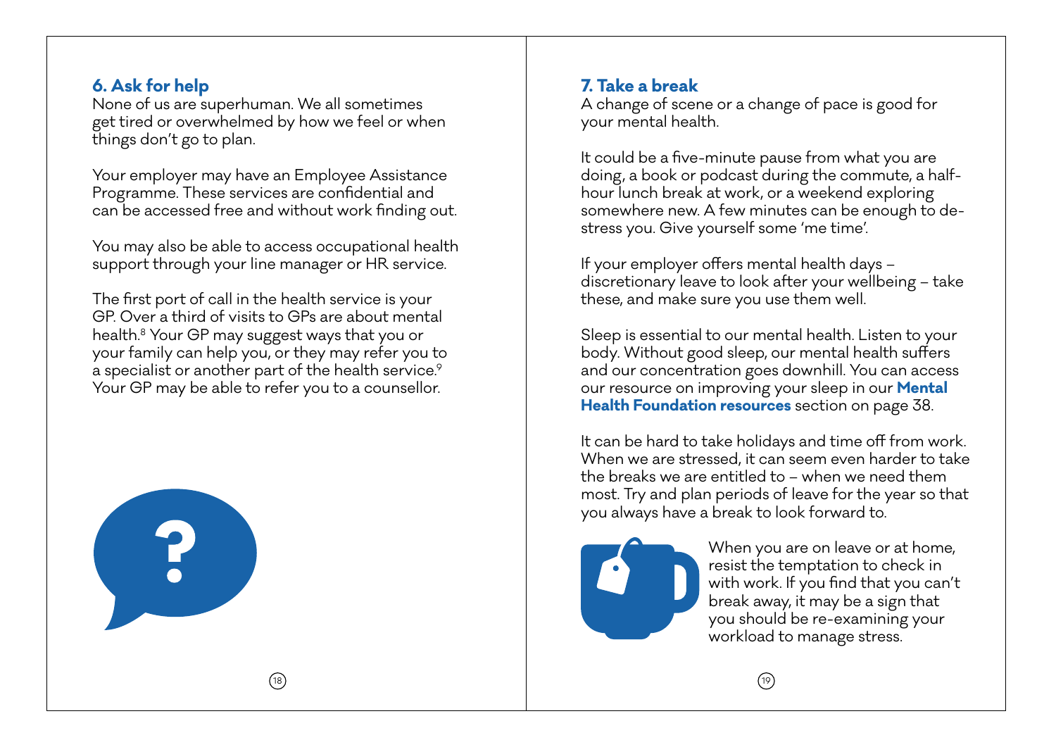## 6. Ask for help

None of us are superhuman. We all sometimes get tired or overwhelmed by how we feel or when things don't go to plan.

Your employer may have an Employee Assistance Programme. These services are confidential and can be accessed free and without work finding out.

You may also be able to access occupational health support through your line manager or HR service.

The first port of call in the health service is your GP. Over a third of visits to GPs are about mental health.[8] Your GP may suggest ways that you or your family can help you, or they may refer you to a specialist or another part of the health service.[9] Your GP may be able to refer you to a counsellor.

## 7. Take a break

A change of scene or a change of pace is good for your mental health.

It could be a five-minute pause from what you are doing, a book or podcast during the commute, a half-hour lunch break at work, or a weekend exploring somewhere new. A few minutes can be enough to de-stress you. Give yourself some 'me time'.

If your employer offers mental health days – discretionary leave to look after your wellbeing – take these, and make sure you use them well.

Sleep is essential to our mental health. Listen to your body. Without good sleep, our mental health suffers and our concentration goes downhill. You can access our resource on improving your sleep in our **Mental Health Foundation resources** section on page 38.

It can be hard to take holidays and time off from work. When we are stressed, it can seem even harder to take the breaks we are entitled to – when we need them most. Try and plan periods of leave for the year so that you always have a break to look forward to.

When you are on leave or at home, resist the temptation to check in with work. If you find that you can't break away, it may be a sign that you should be re-examining your workload to manage stress.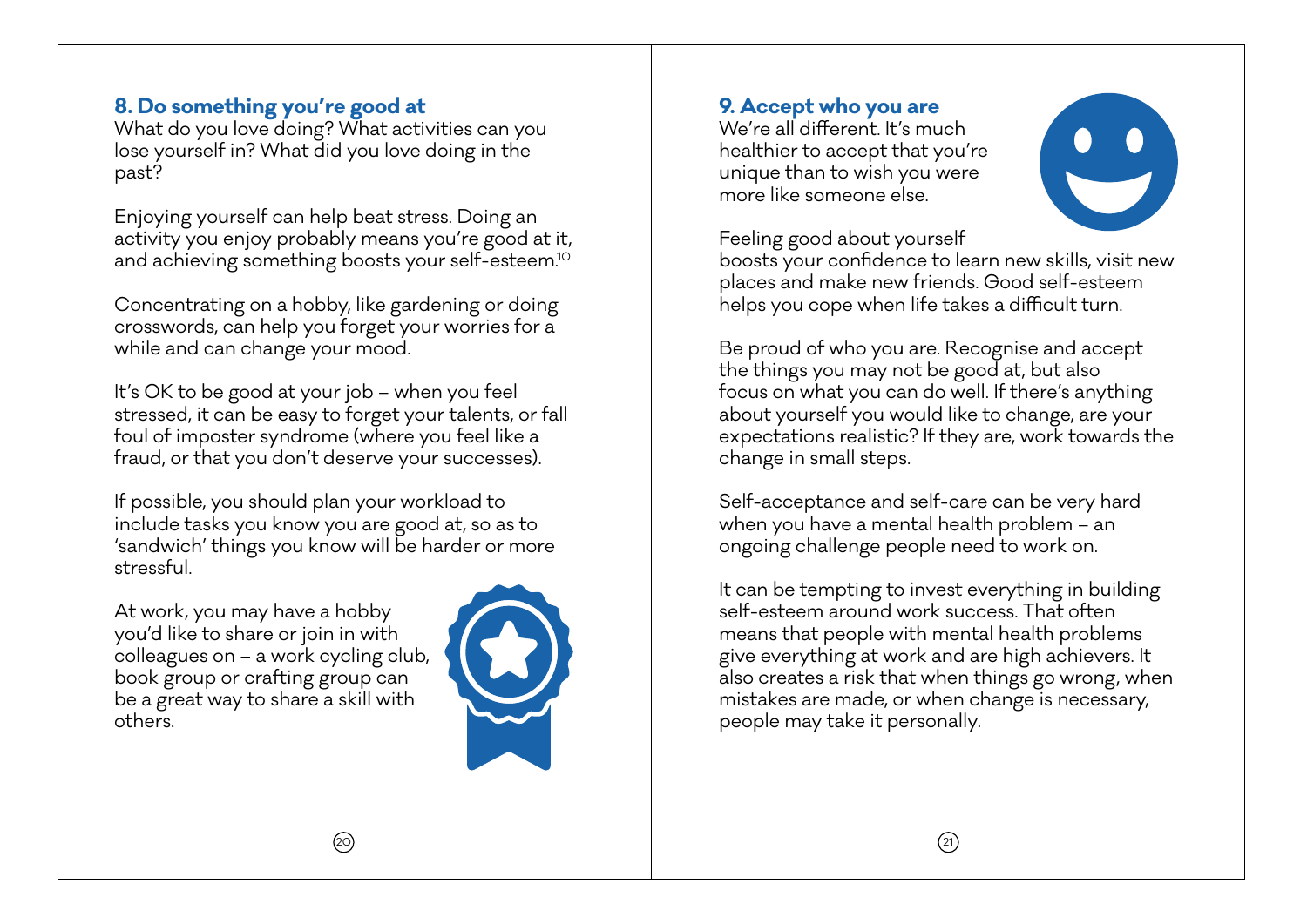## 8. Do something you're good at

What do you love doing? What activities can you lose yourself in? What did you love doing in the past?

Enjoying yourself can help beat stress. Doing an activity you enjoy probably means you're good at it, and achieving something boosts your self-esteem.[10]

Concentrating on a hobby, like gardening or doing crosswords, can help you forget your worries for a while and can change your mood.

It's OK to be good at your job – when you feel stressed, it can be easy to forget your talents, or fall foul of imposter syndrome (where you feel like a fraud, or that you don't deserve your successes).

If possible, you should plan your workload to include tasks you know you are good at, so as to 'sandwich' things you know will be harder or more stressful.

At work, you may have a hobby you'd like to share or join in with colleagues on – a work cycling club, book group or crafting group can be a great way to share a skill with others.

## 9. Accept who you are

We're all different. It's much healthier to accept that you're unique than to wish you were more like someone else.

Feeling good about yourself boosts your confidence to learn new skills, visit new places and make new friends. Good self-esteem helps you cope when life takes a difficult turn.

Be proud of who you are. Recognise and accept the things you may not be good at, but also focus on what you can do well. If there's anything about yourself you would like to change, are your expectations realistic? If they are, work towards the change in small steps.

Self-acceptance and self-care can be very hard when you have a mental health problem – an ongoing challenge people need to work on.

It can be tempting to invest everything in building self-esteem around work success. That often means that people with mental health problems give everything at work and are high achievers. It also creates a risk that when things go wrong, when mistakes are made, or when change is necessary, people may take it personally.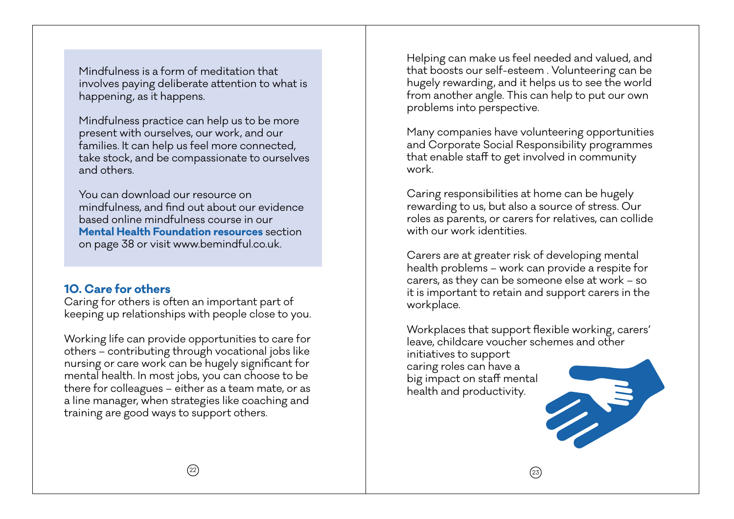Mindfulness is a form of meditation that involves paying deliberate attention to what is happening, as it happens.

Mindfulness practice can help us to be more present with ourselves, our work, and our families. It can help us feel more connected, take stock, and be compassionate to ourselves and others.

You can download our resource on mindfulness, and find out about our evidence based online mindfulness course in our **Mental Health Foundation resources** section on page 38 or visit www.bemindful.co.uk.

## 10. Care for others

Caring for others is often an important part of keeping up relationships with people close to you.

Working life can provide opportunities to care for others – contributing through vocational jobs like nursing or care work can be hugely significant for mental health. In most jobs, you can choose to be there for colleagues – either as a team mate, or as a line manager, when strategies like coaching and training are good ways to support others.

Helping can make us feel needed and valued, and that boosts our self-esteem . Volunteering can be hugely rewarding, and it helps us to see the world from another angle. This can help to put our own problems into perspective.

Many companies have volunteering opportunities and Corporate Social Responsibility programmes that enable staff to get involved in community work.

Caring responsibilities at home can be hugely rewarding to us, but also a source of stress. Our roles as parents, or carers for relatives, can collide with our work identities.

Carers are at greater risk of developing mental health problems – work can provide a respite for carers, as they can be someone else at work – so it is important to retain and support carers in the workplace.

Workplaces that support flexible working, carers' leave, childcare voucher schemes and other initiatives to support caring roles can have a big impact on staff mental health and productivity.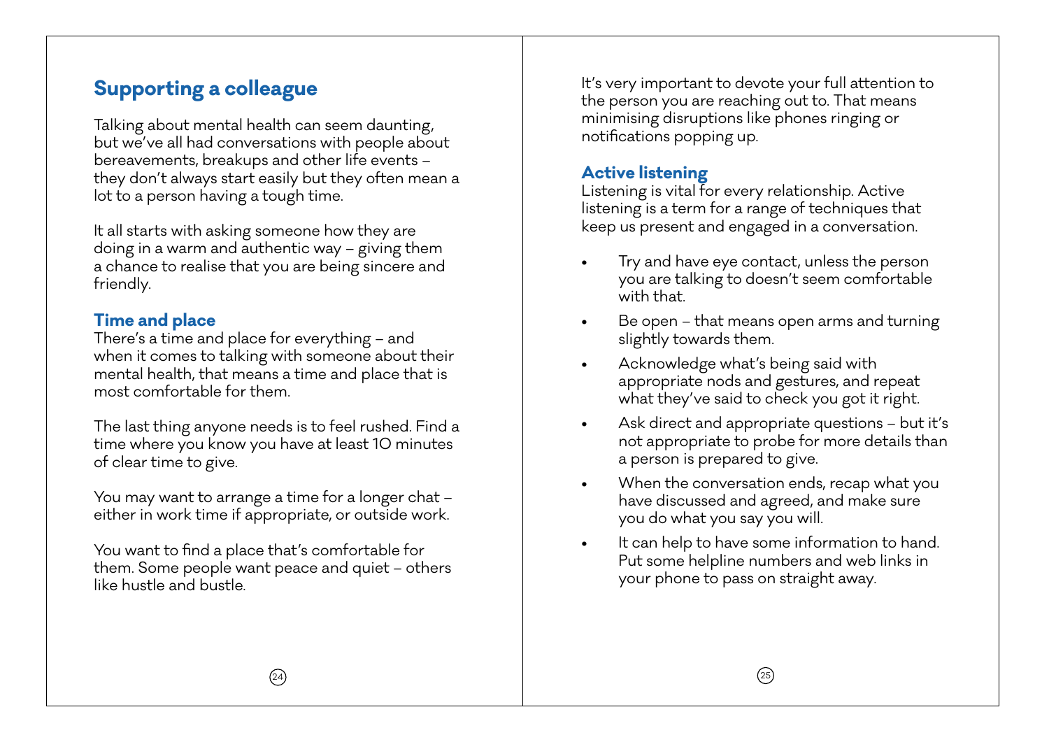## Supporting a colleague

Talking about mental health can seem daunting, but we've all had conversations with people about bereavements, breakups and other life events – they don't always start easily but they often mean a lot to a person having a tough time.

It all starts with asking someone how they are doing in a warm and authentic way – giving them a chance to realise that you are being sincere and friendly.

### Time and place

There's a time and place for everything – and when it comes to talking with someone about their mental health, that means a time and place that is most comfortable for them.

The last thing anyone needs is to feel rushed. Find a time where you know you have at least 10 minutes of clear time to give.

You may want to arrange a time for a longer chat – either in work time if appropriate, or outside work.

You want to find a place that's comfortable for them. Some people want peace and quiet – others like hustle and bustle.

It's very important to devote your full attention to the person you are reaching out to. That means minimising disruptions like phones ringing or notifications popping up.

### Active listening

Listening is vital for every relationship. Active listening is a term for a range of techniques that keep us present and engaged in a conversation.

- Try and have eye contact, unless the person you are talking to doesn't seem comfortable with that.
- Be open – that means open arms and turning slightly towards them.
- Acknowledge what's being said with appropriate nods and gestures, and repeat what they've said to check you got it right.
- Ask direct and appropriate questions – but it's not appropriate to probe for more details than a person is prepared to give.
- When the conversation ends, recap what you have discussed and agreed, and make sure you do what you say you will.
- It can help to have some information to hand. Put some helpline numbers and web links in your phone to pass on straight away.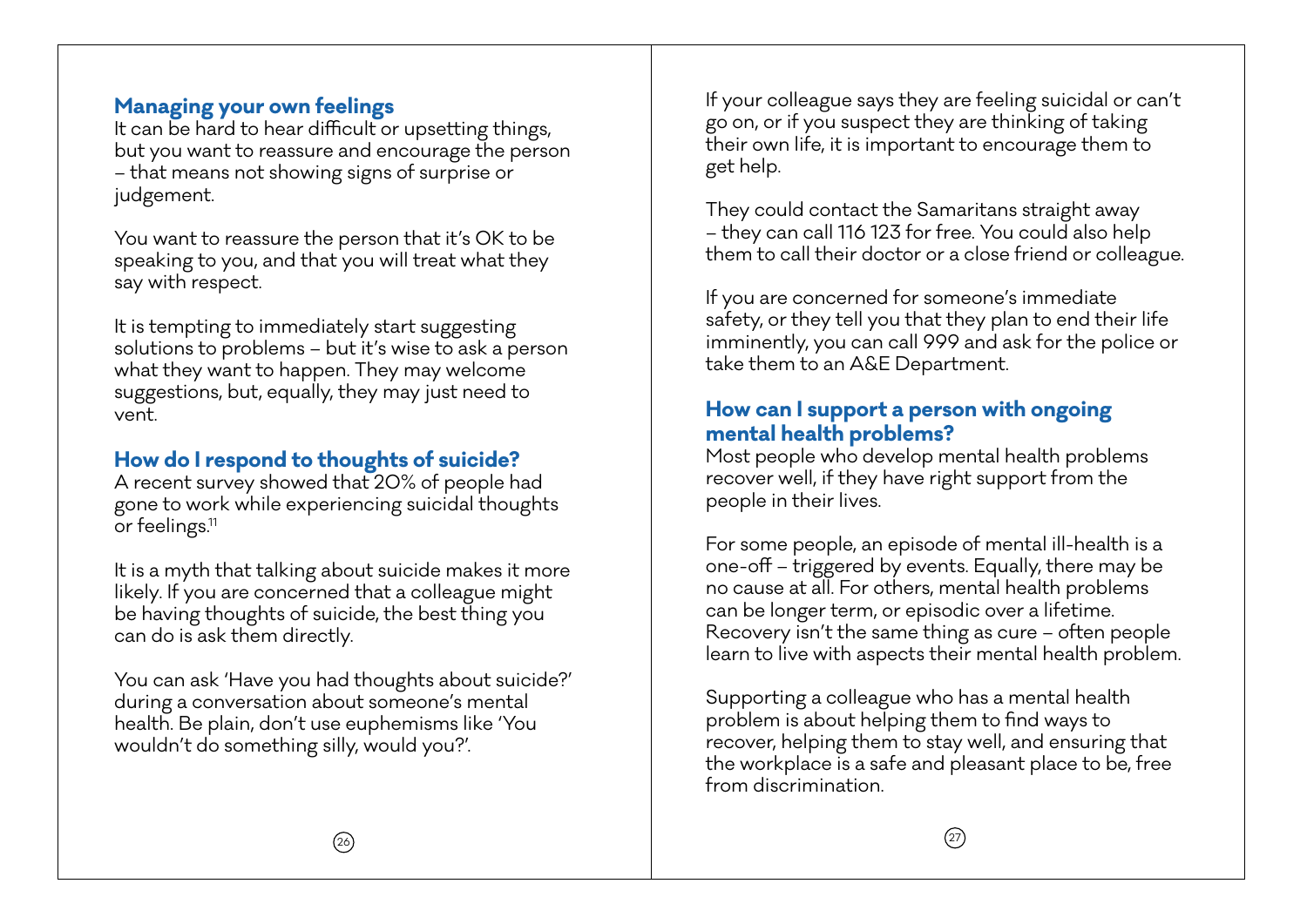## Managing your own feelings

It can be hard to hear difficult or upsetting things, but you want to reassure and encourage the person – that means not showing signs of surprise or judgement.

You want to reassure the person that it's OK to be speaking to you, and that you will treat what they say with respect.

It is tempting to immediately start suggesting solutions to problems – but it's wise to ask a person what they want to happen. They may welcome suggestions, but, equally, they may just need to vent.

## How do I respond to thoughts of suicide?

A recent survey showed that 20% of people had gone to work while experiencing suicidal thoughts or feelings.[11]

It is a myth that talking about suicide makes it more likely. If you are concerned that a colleague might be having thoughts of suicide, the best thing you can do is ask them directly.

You can ask 'Have you had thoughts about suicide?' during a conversation about someone's mental health. Be plain, don't use euphemisms like 'You wouldn't do something silly, would you?'.

If your colleague says they are feeling suicidal or can't go on, or if you suspect they are thinking of taking their own life, it is important to encourage them to get help.

They could contact the Samaritans straight away – they can call 116 123 for free. You could also help them to call their doctor or a close friend or colleague.

If you are concerned for someone's immediate safety, or they tell you that they plan to end their life imminently, you can call 999 and ask for the police or take them to an A&E Department.

## How can I support a person with ongoing mental health problems?

Most people who develop mental health problems recover well, if they have right support from the people in their lives.

For some people, an episode of mental ill-health is a one-off – triggered by events. Equally, there may be no cause at all. For others, mental health problems can be longer term, or episodic over a lifetime. Recovery isn't the same thing as cure – often people learn to live with aspects their mental health problem.

Supporting a colleague who has a mental health problem is about helping them to find ways to recover, helping them to stay well, and ensuring that the workplace is a safe and pleasant place to be, free from discrimination.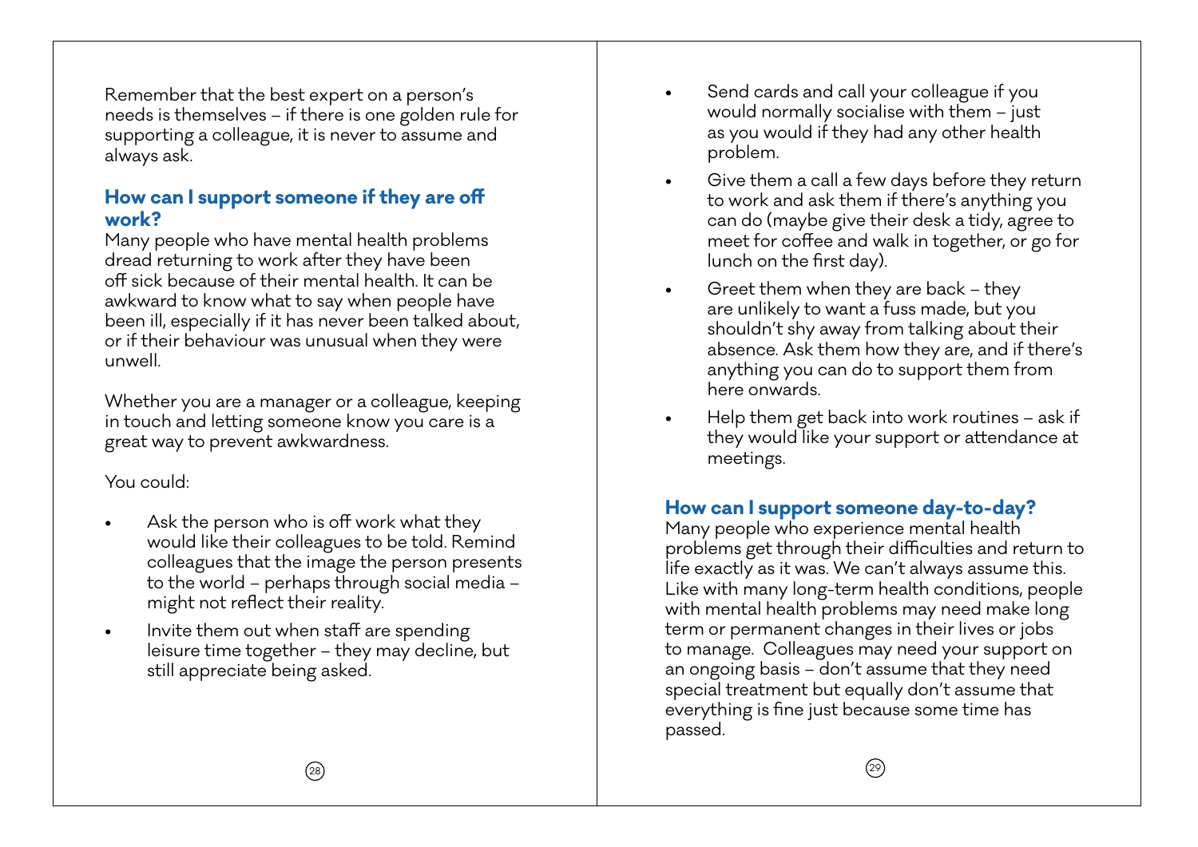Remember that the best expert on a person's needs is themselves – if there is one golden rule for supporting a colleague, it is never to assume and always ask.

### How can I support someone if they are off work?

Many people who have mental health problems dread returning to work after they have been off sick because of their mental health. It can be awkward to know what to say when people have been ill, especially if it has never been talked about, or if their behaviour was unusual when they were unwell.

Whether you are a manager or a colleague, keeping in touch and letting someone know you care is a great way to prevent awkwardness.

You could:

- Ask the person who is off work what they would like their colleagues to be told. Remind colleagues that the image the person presents to the world – perhaps through social media – might not reflect their reality.
- Invite them out when staff are spending leisure time together – they may decline, but still appreciate being asked.
- Send cards and call your colleague if you would normally socialise with them – just as you would if they had any other health problem.
- Give them a call a few days before they return to work and ask them if there's anything you can do (maybe give their desk a tidy, agree to meet for coffee and walk in together, or go for lunch on the first day).
- Greet them when they are back – they are unlikely to want a fuss made, but you shouldn't shy away from talking about their absence. Ask them how they are, and if there's anything you can do to support them from here onwards.
- Help them get back into work routines – ask if they would like your support or attendance at meetings.

### How can I support someone day-to-day?

Many people who experience mental health problems get through their difficulties and return to life exactly as it was. We can't always assume this. Like with many long-term health conditions, people with mental health problems may need make long term or permanent changes in their lives or jobs to manage. Colleagues may need your support on an ongoing basis – don't assume that they need special treatment but equally don't assume that everything is fine just because some time has passed.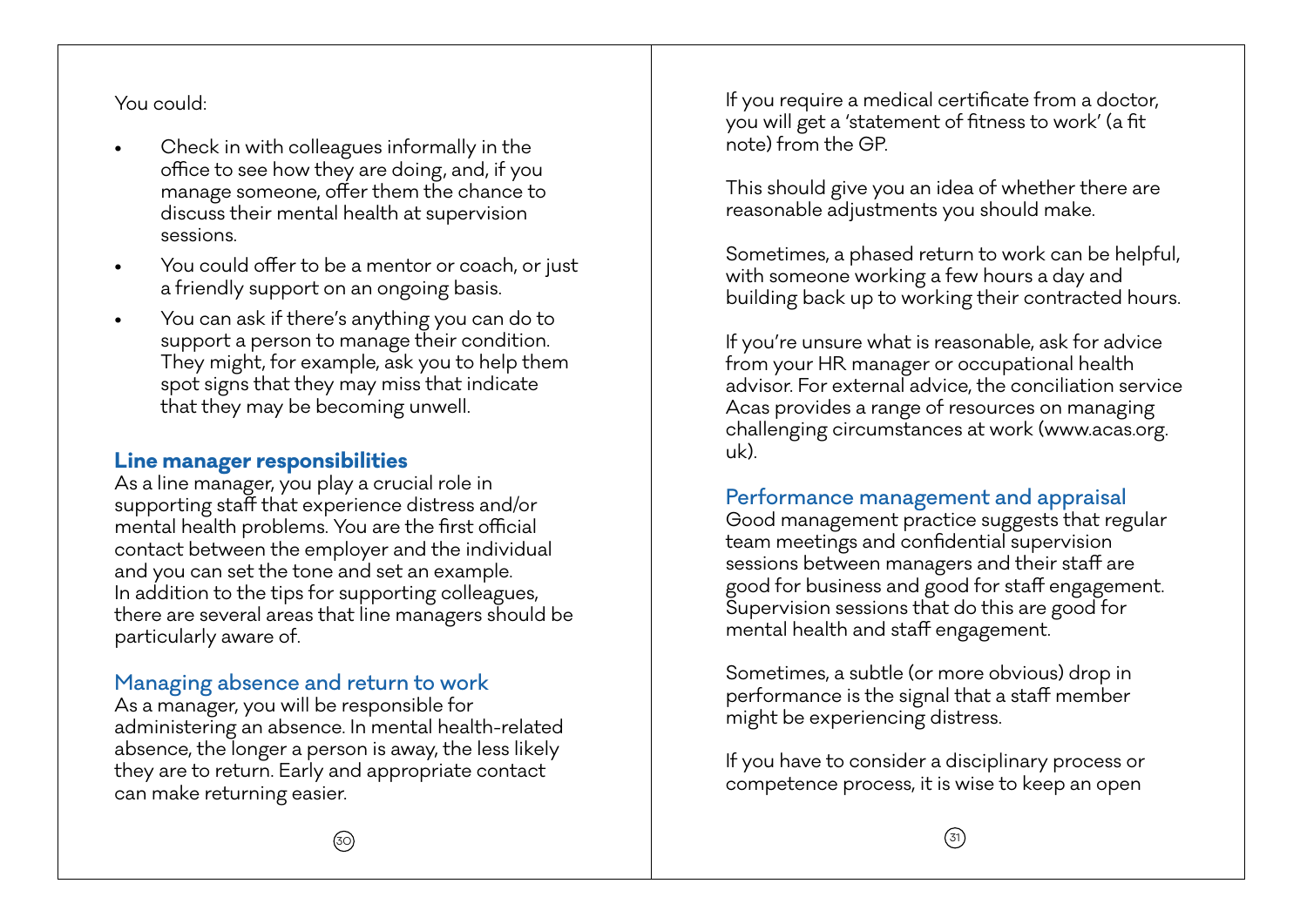You could:

- Check in with colleagues informally in the office to see how they are doing, and, if you manage someone, offer them the chance to discuss their mental health at supervision sessions.
- You could offer to be a mentor or coach, or just a friendly support on an ongoing basis.
- You can ask if there's anything you can do to support a person to manage their condition. They might, for example, ask you to help them spot signs that they may miss that indicate that they may be becoming unwell.

## Line manager responsibilities

As a line manager, you play a crucial role in supporting staff that experience distress and/or mental health problems. You are the first official contact between the employer and the individual and you can set the tone and set an example. In addition to the tips for supporting colleagues, there are several areas that line managers should be particularly aware of.

### Managing absence and return to work

As a manager, you will be responsible for administering an absence. In mental health-related absence, the longer a person is away, the less likely they are to return. Early and appropriate contact can make returning easier.

If you require a medical certificate from a doctor, you will get a 'statement of fitness to work' (a fit note) from the GP.

This should give you an idea of whether there are reasonable adjustments you should make.

Sometimes, a phased return to work can be helpful, with someone working a few hours a day and building back up to working their contracted hours.

If you're unsure what is reasonable, ask for advice from your HR manager or occupational health advisor. For external advice, the conciliation service Acas provides a range of resources on managing challenging circumstances at work (www.acas.org.uk).

### Performance management and appraisal

Good management practice suggests that regular team meetings and confidential supervision sessions between managers and their staff are good for business and good for staff engagement. Supervision sessions that do this are good for mental health and staff engagement.

Sometimes, a subtle (or more obvious) drop in performance is the signal that a staff member might be experiencing distress.

If you have to consider a disciplinary process or competence process, it is wise to keep an open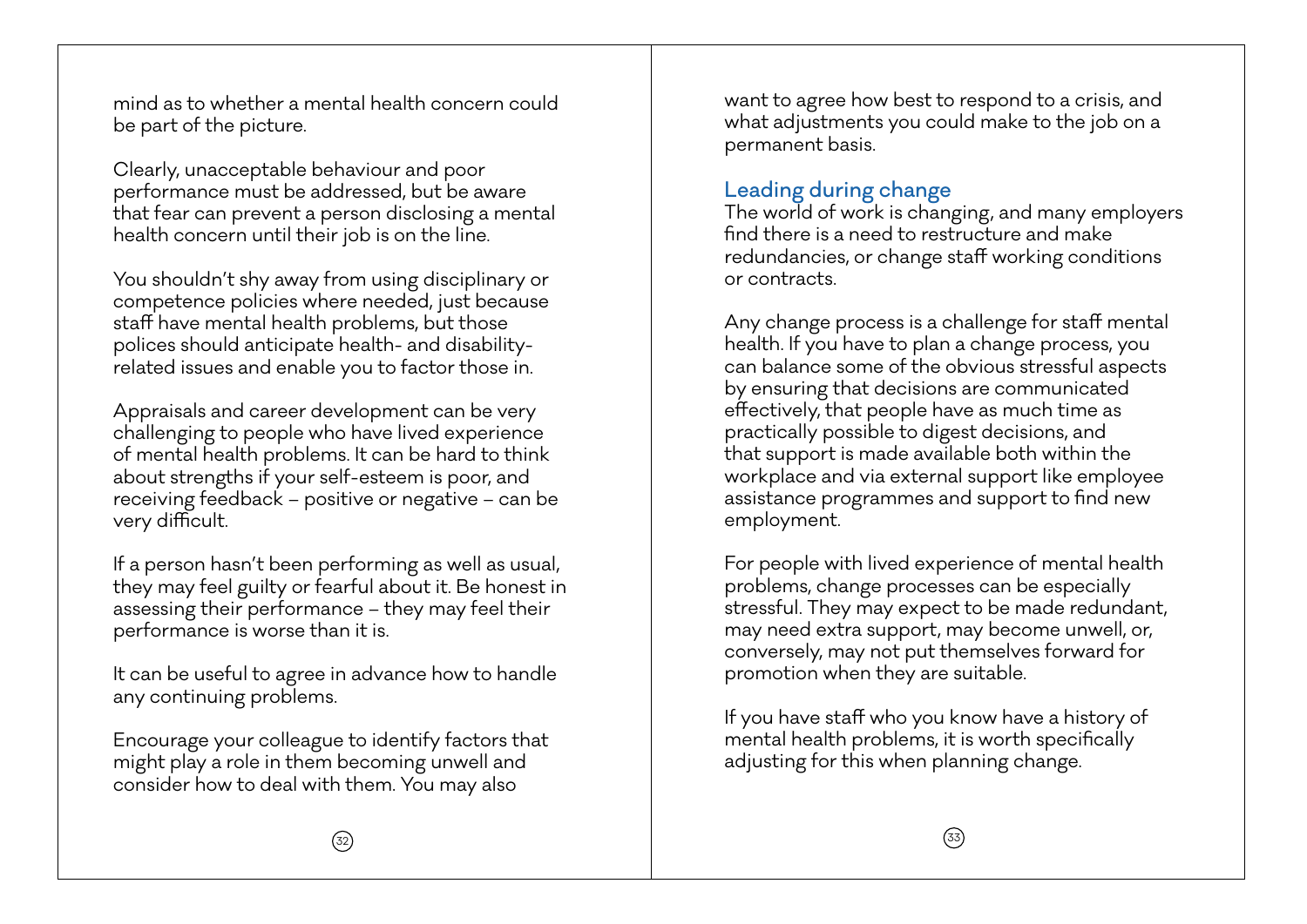mind as to whether a mental health concern could be part of the picture.

Clearly, unacceptable behaviour and poor performance must be addressed, but be aware that fear can prevent a person disclosing a mental health concern until their job is on the line.

You shouldn't shy away from using disciplinary or competence policies where needed, just because staff have mental health problems, but those polices should anticipate health- and disability-related issues and enable you to factor those in.

Appraisals and career development can be very challenging to people who have lived experience of mental health problems. It can be hard to think about strengths if your self-esteem is poor, and receiving feedback – positive or negative – can be very difficult.

If a person hasn't been performing as well as usual, they may feel guilty or fearful about it. Be honest in assessing their performance – they may feel their performance is worse than it is.

It can be useful to agree in advance how to handle any continuing problems.

Encourage your colleague to identify factors that might play a role in them becoming unwell and consider how to deal with them. You may also want to agree how best to respond to a crisis, and what adjustments you could make to the job on a permanent basis.

## Leading during change

The world of work is changing, and many employers find there is a need to restructure and make redundancies, or change staff working conditions or contracts.

Any change process is a challenge for staff mental health. If you have to plan a change process, you can balance some of the obvious stressful aspects by ensuring that decisions are communicated effectively, that people have as much time as practically possible to digest decisions, and that support is made available both within the workplace and via external support like employee assistance programmes and support to find new employment.

For people with lived experience of mental health problems, change processes can be especially stressful. They may expect to be made redundant, may need extra support, may become unwell, or, conversely, may not put themselves forward for promotion when they are suitable.

If you have staff who you know have a history of mental health problems, it is worth specifically adjusting for this when planning change.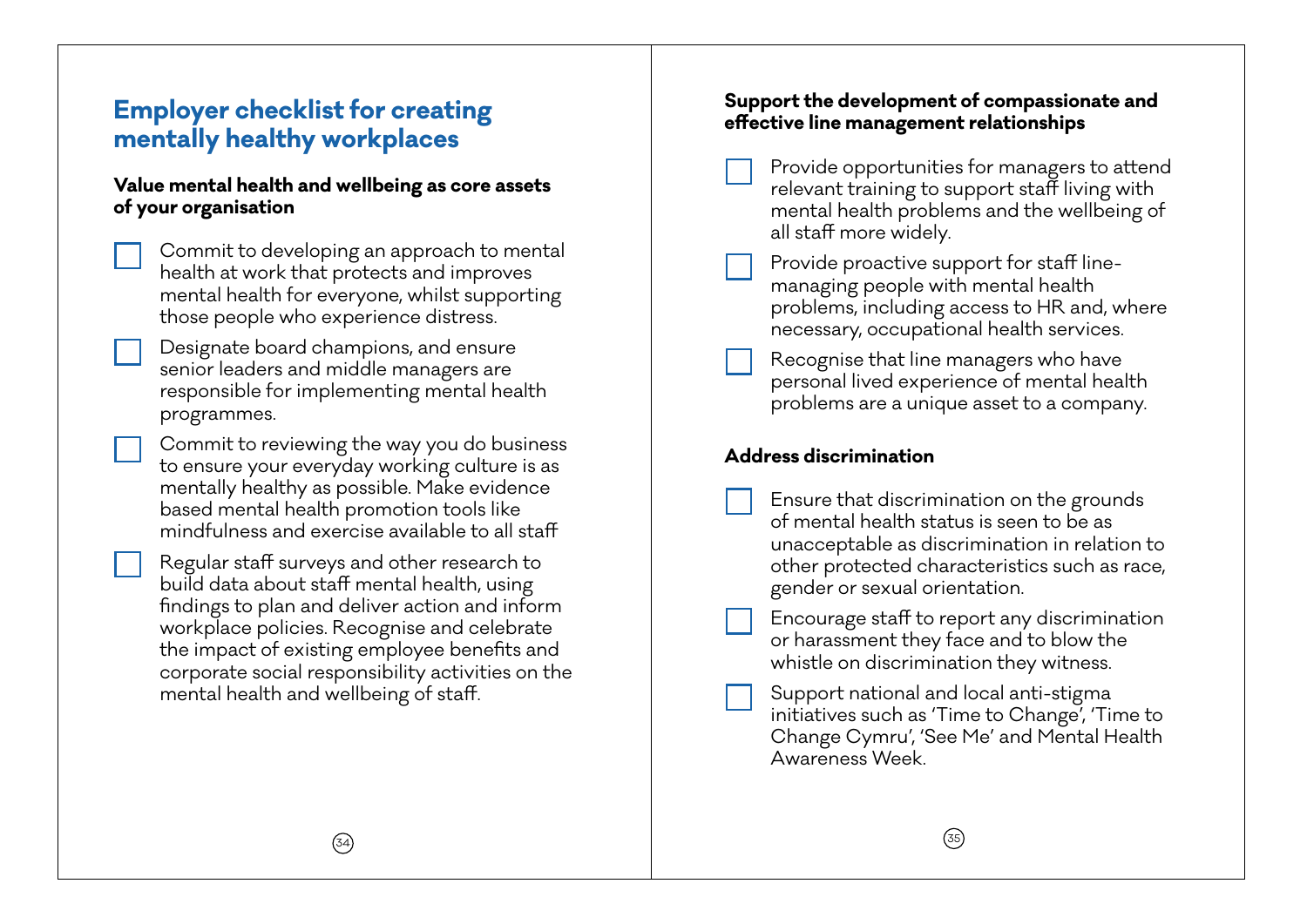# Employer checklist for creating mentally healthy workplaces

**Value mental health and wellbeing as core assets of your organisation**

- [ ] Commit to developing an approach to mental health at work that protects and improves mental health for everyone, whilst supporting those people who experience distress.
- [ ] Designate board champions, and ensure senior leaders and middle managers are responsible for implementing mental health programmes.
- [ ] Commit to reviewing the way you do business to ensure your everyday working culture is as mentally healthy as possible. Make evidence based mental health promotion tools like mindfulness and exercise available to all staff
- [ ] Regular staff surveys and other research to build data about staff mental health, using findings to plan and deliver action and inform workplace policies. Recognise and celebrate the impact of existing employee benefits and corporate social responsibility activities on the mental health and wellbeing of staff.

**Support the development of compassionate and effective line management relationships**

- [ ] Provide opportunities for managers to attend relevant training to support staff living with mental health problems and the wellbeing of all staff more widely.
- [ ] Provide proactive support for staff line-managing people with mental health problems, including access to HR and, where necessary, occupational health services.
- [ ] Recognise that line managers who have personal lived experience of mental health problems are a unique asset to a company.

**Address discrimination**

- [ ] Ensure that discrimination on the grounds of mental health status is seen to be as unacceptable as discrimination in relation to other protected characteristics such as race, gender or sexual orientation.
- [ ] Encourage staff to report any discrimination or harassment they face and to blow the whistle on discrimination they witness.
- [ ] Support national and local anti-stigma initiatives such as 'Time to Change', 'Time to Change Cymru', 'See Me' and Mental Health Awareness Week.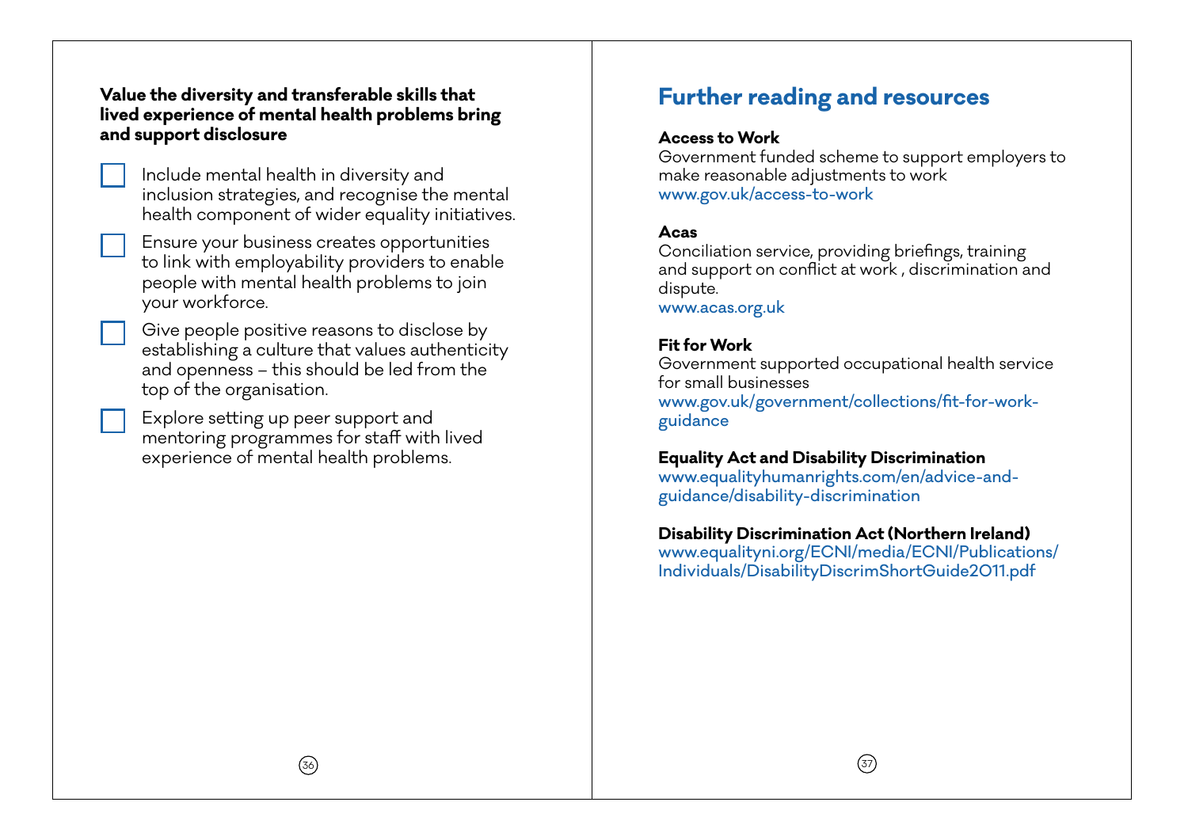**Value the diversity and transferable skills that lived experience of mental health problems bring and support disclosure**

- [ ] Include mental health in diversity and inclusion strategies, and recognise the mental health component of wider equality initiatives.
- [ ] Ensure your business creates opportunities to link with employability providers to enable people with mental health problems to join your workforce.
- [ ] Give people positive reasons to disclose by establishing a culture that values authenticity and openness – this should be led from the top of the organisation.
- [ ] Explore setting up peer support and mentoring programmes for staff with lived experience of mental health problems.

# Further reading and resources

**Access to Work**
Government funded scheme to support employers to make reasonable adjustments to work
www.gov.uk/access-to-work

**Acas**
Conciliation service, providing briefings, training and support on conflict at work , discrimination and dispute.
www.acas.org.uk

**Fit for Work**
Government supported occupational health service for small businesses
www.gov.uk/government/collections/fit-for-work-guidance

**Equality Act and Disability Discrimination**
www.equalityhumanrights.com/en/advice-and-guidance/disability-discrimination

**Disability Discrimination Act (Northern Ireland)**
www.equalityni.org/ECNI/media/ECNI/Publications/Individuals/DisabilityDiscrimShortGuide2011.pdf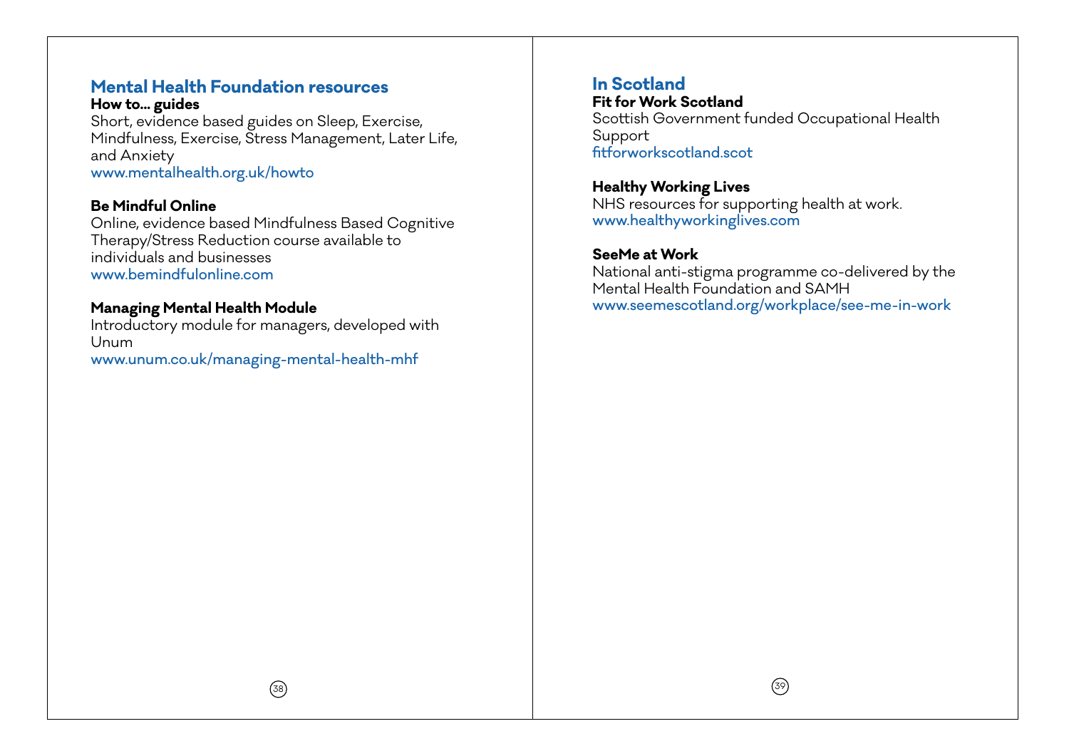## Mental Health Foundation resources

**How to... guides**
Short, evidence based guides on Sleep, Exercise, Mindfulness, Exercise, Stress Management, Later Life, and Anxiety
www.mentalhealth.org.uk/howto

**Be Mindful Online**
Online, evidence based Mindfulness Based Cognitive Therapy/Stress Reduction course available to individuals and businesses
www.bemindfulonline.com

**Managing Mental Health Module**
Introductory module for managers, developed with Unum
www.unum.co.uk/managing-mental-health-mhf

## In Scotland

**Fit for Work Scotland**
Scottish Government funded Occupational Health Support
fitforworkscotland.scot

**Healthy Working Lives**
NHS resources for supporting health at work.
www.healthyworkinglives.com

**SeeMe at Work**
National anti-stigma programme co-delivered by the Mental Health Foundation and SAMH
www.seemescotland.org/workplace/see-me-in-work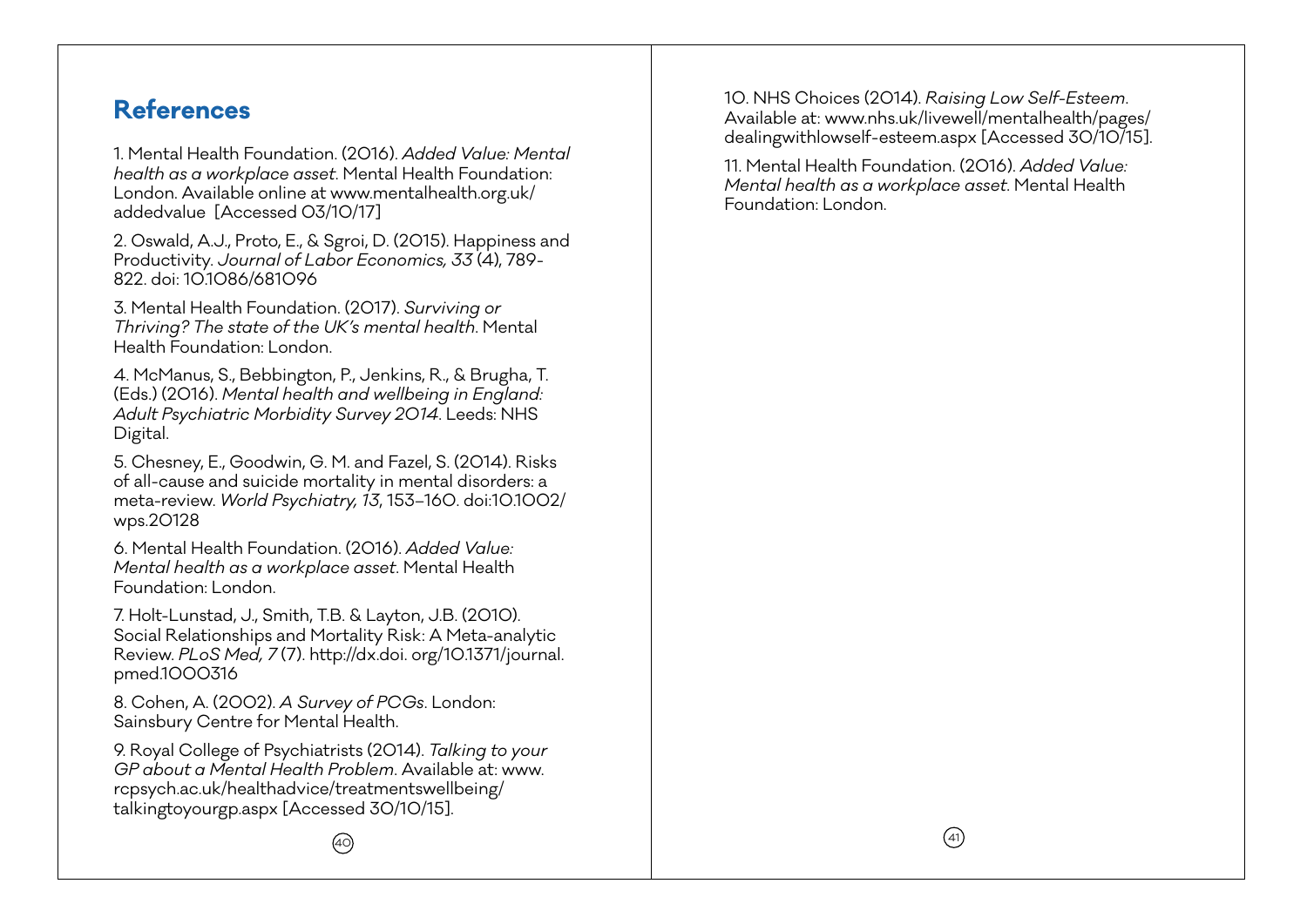## References

1. Mental Health Foundation. (2016). *Added Value: Mental health as a workplace asset*. Mental Health Foundation: London. Available online at www.mentalhealth.org.uk/addedvalue [Accessed 03/10/17]

2. Oswald, A.J., Proto, E., & Sgroi, D. (2015). Happiness and Productivity. *Journal of Labor Economics, 33* (4), 789-822. doi: 10.1086/681096

3. Mental Health Foundation. (2017). *Surviving or Thriving? The state of the UK's mental health*. Mental Health Foundation: London.

4. McManus, S., Bebbington, P., Jenkins, R., & Brugha, T. (Eds.) (2016). *Mental health and wellbeing in England: Adult Psychiatric Morbidity Survey 2014*. Leeds: NHS Digital.

5. Chesney, E., Goodwin, G. M. and Fazel, S. (2014). Risks of all-cause and suicide mortality in mental disorders: a meta-review. *World Psychiatry, 13*, 153–160. doi:10.1002/wps.20128

6. Mental Health Foundation. (2016). *Added Value: Mental health as a workplace asset*. Mental Health Foundation: London.

7. Holt-Lunstad, J., Smith, T.B. & Layton, J.B. (2010). Social Relationships and Mortality Risk: A Meta-analytic Review. *PLoS Med, 7* (7). http://dx.doi. org/10.1371/journal.pmed.1000316

8. Cohen, A. (2002). *A Survey of PCGs*. London: Sainsbury Centre for Mental Health.

9. Royal College of Psychiatrists (2014). *Talking to your GP about a Mental Health Problem*. Available at: www.rcpsych.ac.uk/healthadvice/treatmentswellbeing/talkingtoyourgp.aspx [Accessed 30/10/15].

10. NHS Choices (2014). *Raising Low Self-Esteem*. Available at: www.nhs.uk/livewell/mentalhealth/pages/dealingwithlowself-esteem.aspx [Accessed 30/10/15].

11. Mental Health Foundation. (2016). *Added Value: Mental health as a workplace asset*. Mental Health Foundation: London.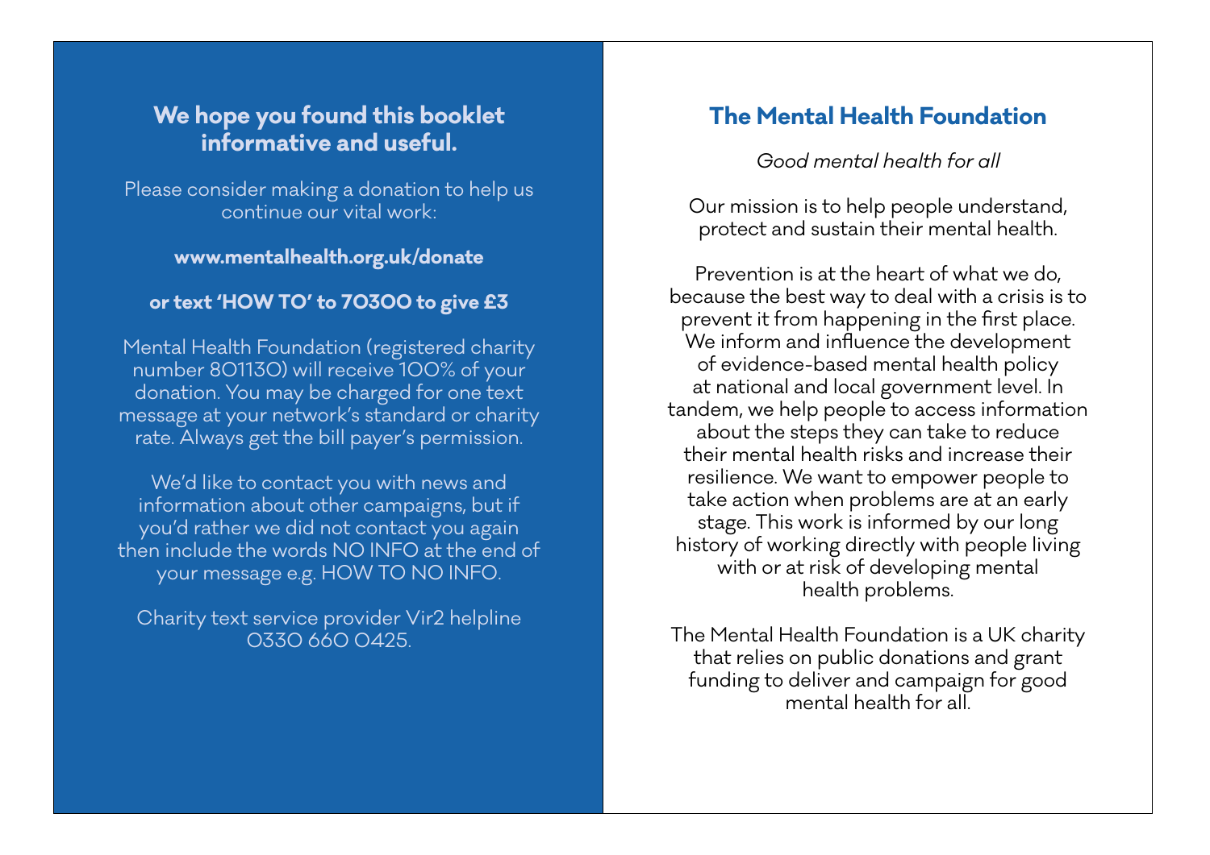## We hope you found this booklet informative and useful.

Please consider making a donation to help us continue our vital work:

**www.mentalhealth.org.uk/donate**

**or text 'HOW TO' to 70300 to give £3**

Mental Health Foundation (registered charity number 801130) will receive 100% of your donation. You may be charged for one text message at your network's standard or charity rate. Always get the bill payer's permission.

We'd like to contact you with news and information about other campaigns, but if you'd rather we did not contact you again then include the words NO INFO at the end of your message e.g. HOW TO NO INFO.

Charity text service provider Vir2 helpline 0330 660 0425.

## The Mental Health Foundation

*Good mental health for all*

Our mission is to help people understand, protect and sustain their mental health.

Prevention is at the heart of what we do, because the best way to deal with a crisis is to prevent it from happening in the first place. We inform and influence the development of evidence-based mental health policy at national and local government level. In tandem, we help people to access information about the steps they can take to reduce their mental health risks and increase their resilience. We want to empower people to take action when problems are at an early stage. This work is informed by our long history of working directly with people living with or at risk of developing mental health problems.

The Mental Health Foundation is a UK charity that relies on public donations and grant funding to deliver and campaign for good mental health for all.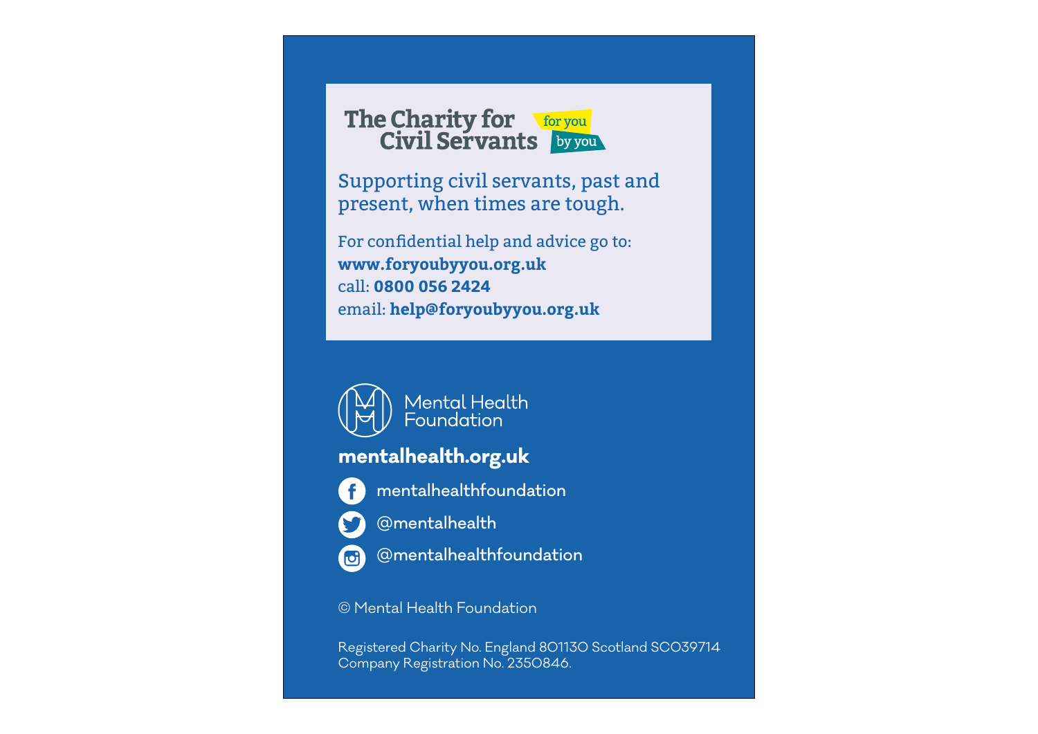**The Charity for Civil Servants** for you by you

Supporting civil servants, past and present, when times are tough.

For confidential help and advice go to:
**www.foryoubyyou.org.uk**
call: **0800 056 2424**
email: **help@foryoubyyou.org.uk**

Mental Health Foundation

**mentalhealth.org.uk**

mentalhealthfoundation

@mentalhealth

@mentalhealthfoundation

© Mental Health Foundation

Registered Charity No. England 801130 Scotland SC039714
Company Registration No. 2350846.